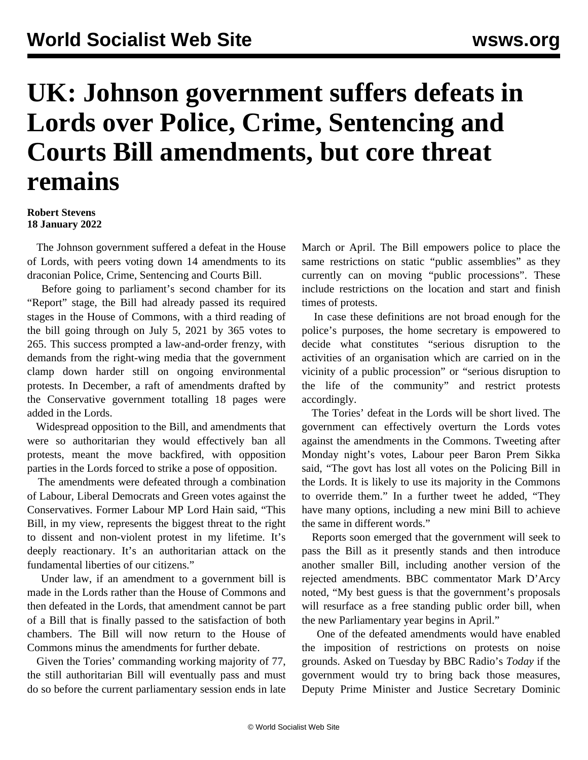# UK: Johnson government suffers defeats in Lords over Police, Crime, Sentencing and Courts Bill amendments, but core threat remains

**Robert Stevens**
**18 January 2022**

The Johnson government suffered a defeat in the House of Lords, with peers voting down 14 amendments to its draconian Police, Crime, Sentencing and Courts Bill.

Before going to parliament's second chamber for its "Report" stage, the Bill had already passed its required stages in the House of Commons, with a third reading of the bill going through on July 5, 2021 by 365 votes to 265. This success prompted a law-and-order frenzy, with demands from the right-wing media that the government clamp down harder still on ongoing environmental protests. In December, a raft of amendments drafted by the Conservative government totalling 18 pages were added in the Lords.

Widespread opposition to the Bill, and amendments that were so authoritarian they would effectively ban all protests, meant the move backfired, with opposition parties in the Lords forced to strike a pose of opposition.

The amendments were defeated through a combination of Labour, Liberal Democrats and Green votes against the Conservatives. Former Labour MP Lord Hain said, "This Bill, in my view, represents the biggest threat to the right to dissent and non-violent protest in my lifetime. It's deeply reactionary. It's an authoritarian attack on the fundamental liberties of our citizens."

Under law, if an amendment to a government bill is made in the Lords rather than the House of Commons and then defeated in the Lords, that amendment cannot be part of a Bill that is finally passed to the satisfaction of both chambers. The Bill will now return to the House of Commons minus the amendments for further debate.

Given the Tories' commanding working majority of 77, the still authoritarian Bill will eventually pass and must do so before the current parliamentary session ends in late March or April. The Bill empowers police to place the same restrictions on static "public assemblies" as they currently can on moving "public processions". These include restrictions on the location and start and finish times of protests.

In case these definitions are not broad enough for the police's purposes, the home secretary is empowered to decide what constitutes "serious disruption to the activities of an organisation which are carried on in the vicinity of a public procession" or "serious disruption to the life of the community" and restrict protests accordingly.

The Tories' defeat in the Lords will be short lived. The government can effectively overturn the Lords votes against the amendments in the Commons. Tweeting after Monday night's votes, Labour peer Baron Prem Sikka said, "The govt has lost all votes on the Policing Bill in the Lords. It is likely to use its majority in the Commons to override them." In a further tweet he added, "They have many options, including a new mini Bill to achieve the same in different words."

Reports soon emerged that the government will seek to pass the Bill as it presently stands and then introduce another smaller Bill, including another version of the rejected amendments. BBC commentator Mark D'Arcy noted, "My best guess is that the government's proposals will resurface as a free standing public order bill, when the new Parliamentary year begins in April."

One of the defeated amendments would have enabled the imposition of restrictions on protests on noise grounds. Asked on Tuesday by BBC Radio's *Today* if the government would try to bring back those measures, Deputy Prime Minister and Justice Secretary Dominic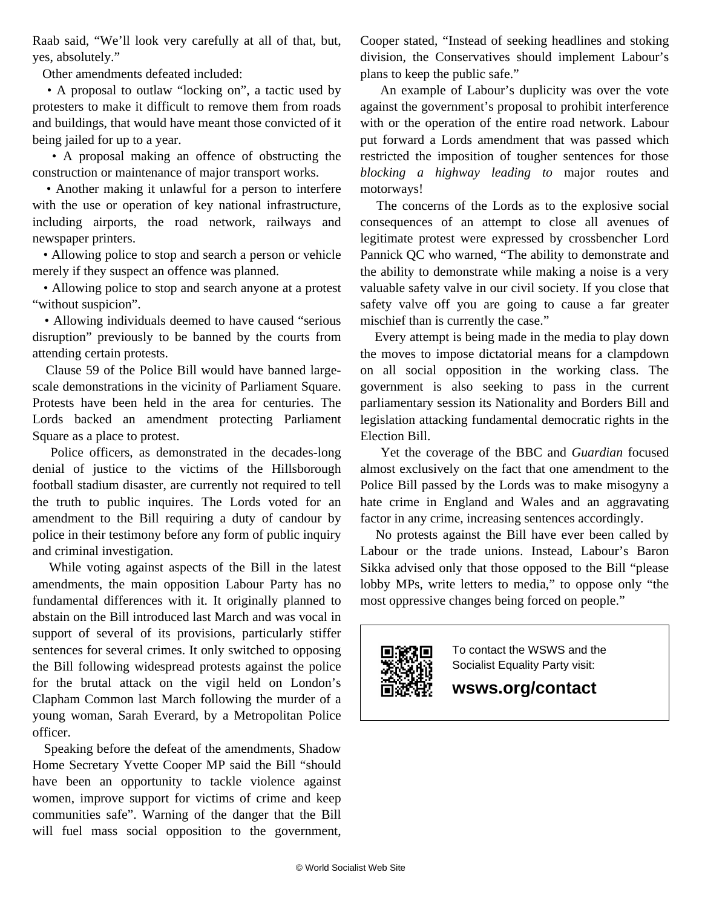Raab said, "We'll look very carefully at all of that, but, yes, absolutely."

Other amendments defeated included:

- A proposal to outlaw "locking on", a tactic used by protesters to make it difficult to remove them from roads and buildings, that would have meant those convicted of it being jailed for up to a year.
- A proposal making an offence of obstructing the construction or maintenance of major transport works.
- Another making it unlawful for a person to interfere with the use or operation of key national infrastructure, including airports, the road network, railways and newspaper printers.
- Allowing police to stop and search a person or vehicle merely if they suspect an offence was planned.
- Allowing police to stop and search anyone at a protest "without suspicion".
- Allowing individuals deemed to have caused "serious disruption" previously to be banned by the courts from attending certain protests.

Clause 59 of the Police Bill would have banned large-scale demonstrations in the vicinity of Parliament Square. Protests have been held in the area for centuries. The Lords backed an amendment protecting Parliament Square as a place to protest.

Police officers, as demonstrated in the decades-long denial of justice to the victims of the Hillsborough football stadium disaster, are currently not required to tell the truth to public inquires. The Lords voted for an amendment to the Bill requiring a duty of candour by police in their testimony before any form of public inquiry and criminal investigation.

While voting against aspects of the Bill in the latest amendments, the main opposition Labour Party has no fundamental differences with it. It originally planned to abstain on the Bill introduced last March and was vocal in support of several of its provisions, particularly stiffer sentences for several crimes. It only switched to opposing the Bill following widespread protests against the police for the brutal attack on the vigil held on London's Clapham Common last March following the murder of a young woman, Sarah Everard, by a Metropolitan Police officer.

Speaking before the defeat of the amendments, Shadow Home Secretary Yvette Cooper MP said the Bill "should have been an opportunity to tackle violence against women, improve support for victims of crime and keep communities safe". Warning of the danger that the Bill will fuel mass social opposition to the government, Cooper stated, "Instead of seeking headlines and stoking division, the Conservatives should implement Labour's plans to keep the public safe."

An example of Labour's duplicity was over the vote against the government's proposal to prohibit interference with or the operation of the entire road network. Labour put forward a Lords amendment that was passed which restricted the imposition of tougher sentences for those *blocking a highway leading to* major routes and motorways!

The concerns of the Lords as to the explosive social consequences of an attempt to close all avenues of legitimate protest were expressed by crossbencher Lord Pannick QC who warned, "The ability to demonstrate and the ability to demonstrate while making a noise is a very valuable safety valve in our civil society. If you close that safety valve off you are going to cause a far greater mischief than is currently the case."

Every attempt is being made in the media to play down the moves to impose dictatorial means for a clampdown on all social opposition in the working class. The government is also seeking to pass in the current parliamentary session its Nationality and Borders Bill and legislation attacking fundamental democratic rights in the Election Bill.

Yet the coverage of the BBC and *Guardian* focused almost exclusively on the fact that one amendment to the Police Bill passed by the Lords was to make misogyny a hate crime in England and Wales and an aggravating factor in any crime, increasing sentences accordingly.

No protests against the Bill have ever been called by Labour or the trade unions. Instead, Labour's Baron Sikka advised only that those opposed to the Bill "please lobby MPs, write letters to media," to oppose only "the most oppressive changes being forced on people."

To contact the WSWS and the Socialist Equality Party visit:

**wsws.org/contact**